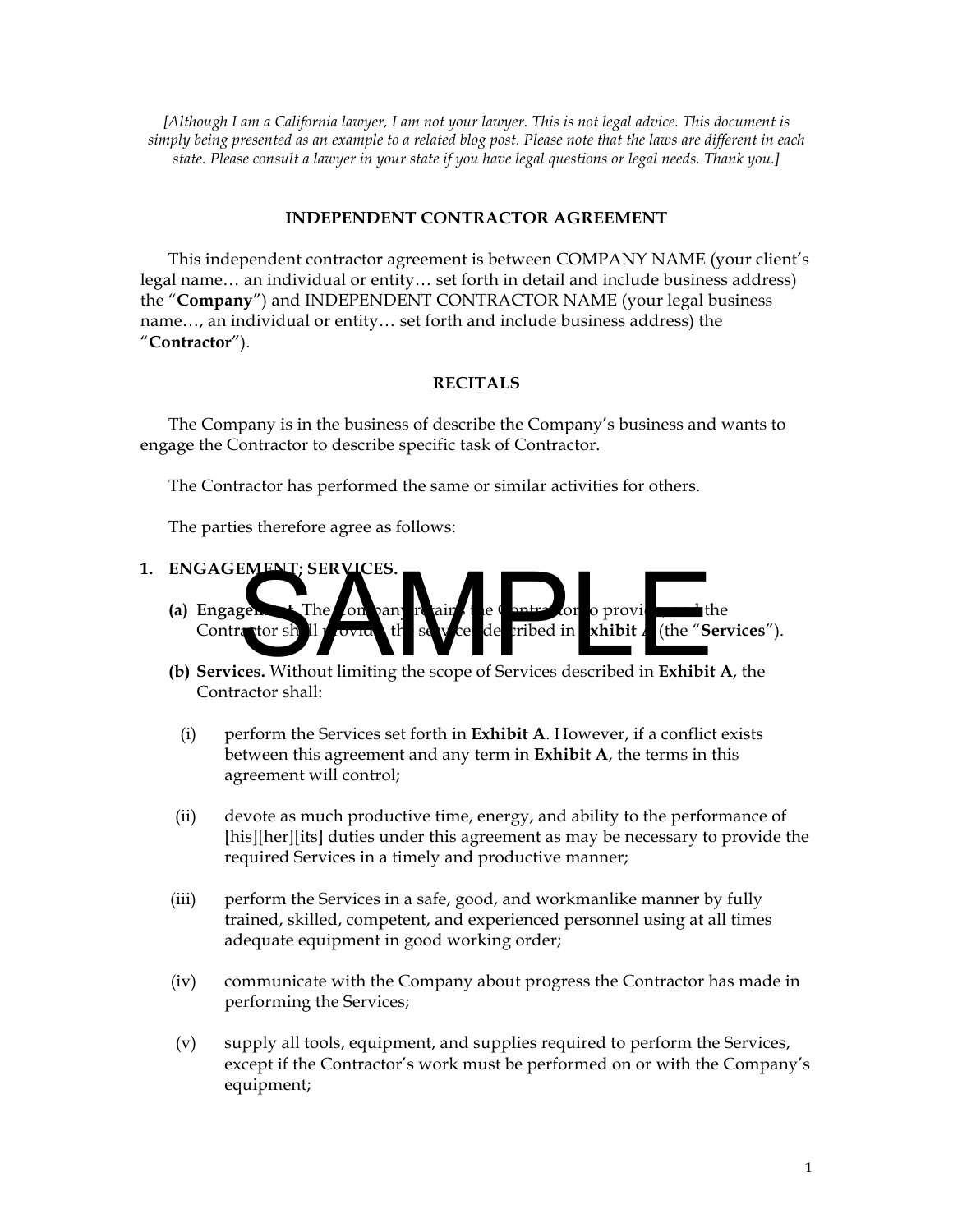*[Although I am a California lawyer, I am not your lawyer. This is not legal advice. This document is simply being presented as an example to a related blog post. Please note that the laws are different in each state. Please consult a lawyer in your state if you have legal questions or legal needs. Thank you.]*

# INDEPENDENT CONTRACTOR AGREEMENT

This independent contractor agreement is between COMPANY NAME (your client's legal name… an individual or entity… set forth in detail and include business address) the "**Company**") and INDEPENDENT CONTRACTOR NAME (your legal business name…, an individual or entity… set forth and include business address) the "**Contractor**").

## RECITALS

The Company is in the business of describe the Company's business and wants to engage the Contractor to describe specific task of Contractor.

The Contractor has performed the same or similar activities for others.

The parties therefore agree as follows:

**1. ENGAGEMENT; SERVICES.**

**(a) Engagement.** The Company retains the Contractor to provide, and the Contractor shall provide, the services described in **Exhibit A** (the "**Services**").

**(b) Services.** Without limiting the scope of Services described in **Exhibit A**, the Contractor shall:

(i) perform the Services set forth in **Exhibit A**. However, if a conflict exists between this agreement and any term in **Exhibit A**, the terms in this agreement will control;

(ii) devote as much productive time, energy, and ability to the performance of [his][her][its] duties under this agreement as may be necessary to provide the required Services in a timely and productive manner;

(iii) perform the Services in a safe, good, and workmanlike manner by fully trained, skilled, competent, and experienced personnel using at all times adequate equipment in good working order;

(iv) communicate with the Company about progress the Contractor has made in performing the Services;

(v) supply all tools, equipment, and supplies required to perform the Services, except if the Contractor's work must be performed on or with the Company's equipment;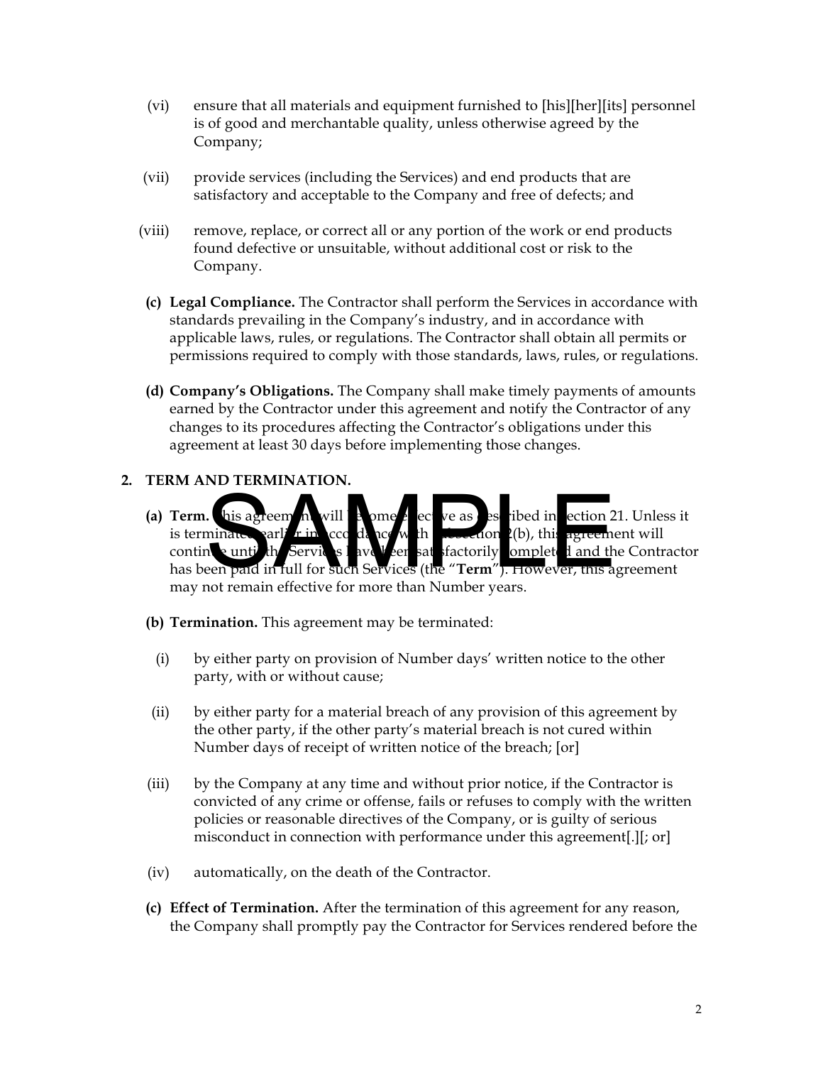(vi) ensure that all materials and equipment furnished to [his][her][its] personnel is of good and merchantable quality, unless otherwise agreed by the Company;

(vii) provide services (including the Services) and end products that are satisfactory and acceptable to the Company and free of defects; and

(viii) remove, replace, or correct all or any portion of the work or end products found defective or unsuitable, without additional cost or risk to the Company.

**(c) Legal Compliance.** The Contractor shall perform the Services in accordance with standards prevailing in the Company's industry, and in accordance with applicable laws, rules, or regulations. The Contractor shall obtain all permits or permissions required to comply with those standards, laws, rules, or regulations.

**(d) Company's Obligations.** The Company shall make timely payments of amounts earned by the Contractor under this agreement and notify the Contractor of any changes to its procedures affecting the Contractor's obligations under this agreement at least 30 days before implementing those changes.

## 2. TERM AND TERMINATION.

**(a) Term.** This agreement will become effective as described in section 21. Unless it is terminated earlier in accordance with subsection 2(b), this agreement will continue until the Services have been satisfactorily completed and the Contractor has been paid in full for such Services (the "**Term**"). However, this agreement may not remain effective for more than Number years.

**(b) Termination.** This agreement may be terminated:

(i) by either party on provision of Number days' written notice to the other party, with or without cause;

(ii) by either party for a material breach of any provision of this agreement by the other party, if the other party's material breach is not cured within Number days of receipt of written notice of the breach; [or]

(iii) by the Company at any time and without prior notice, if the Contractor is convicted of any crime or offense, fails or refuses to comply with the written policies or reasonable directives of the Company, or is guilty of serious misconduct in connection with performance under this agreement[.][; or]

(iv) automatically, on the death of the Contractor.

**(c) Effect of Termination.** After the termination of this agreement for any reason, the Company shall promptly pay the Contractor for Services rendered before the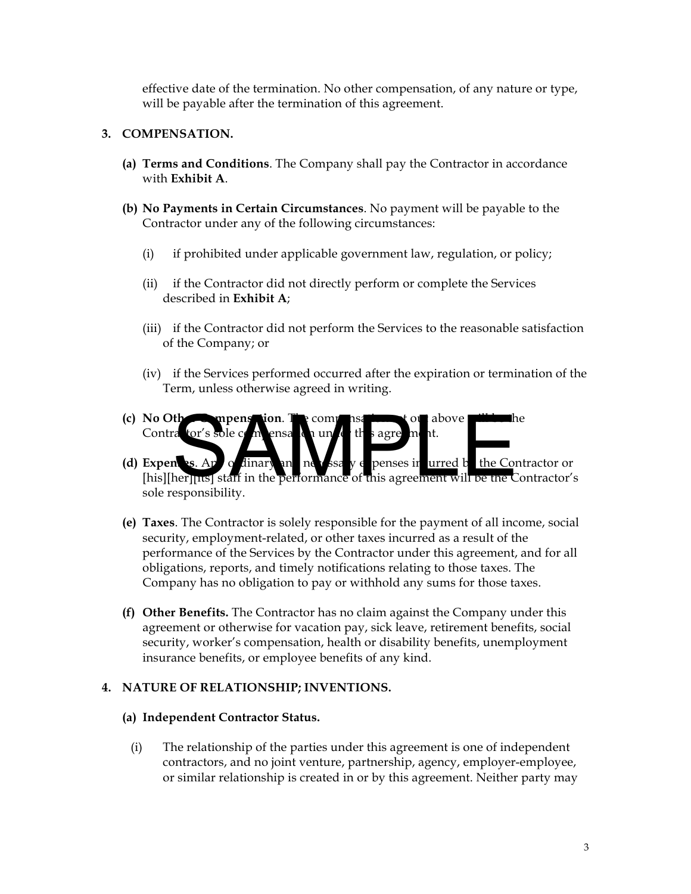effective date of the termination. No other compensation, of any nature or type, will be payable after the termination of this agreement.

## 3. COMPENSATION.

**(a) Terms and Conditions**. The Company shall pay the Contractor in accordance with **Exhibit A**.

**(b) No Payments in Certain Circumstances**. No payment will be payable to the Contractor under any of the following circumstances:

(i) if prohibited under applicable government law, regulation, or policy;

(ii) if the Contractor did not directly perform or complete the Services described in **Exhibit A**;

(iii) if the Contractor did not perform the Services to the reasonable satisfaction of the Company; or

(iv) if the Services performed occurred after the expiration or termination of the Term, unless otherwise agreed in writing.

**(c) No Other Compensation**. The compensation set out above will be the Contractor's sole compensation under this agreement.

SAMPLE

**(d) Expenses**. Any ordinary and necessary expenses incurred by the Contractor or [his][her][its] staff in the performance of this agreement will be the Contractor's sole responsibility.

**(e) Taxes**. The Contractor is solely responsible for the payment of all income, social security, employment-related, or other taxes incurred as a result of the performance of the Services by the Contractor under this agreement, and for all obligations, reports, and timely notifications relating to those taxes. The Company has no obligation to pay or withhold any sums for those taxes.

**(f) Other Benefits.** The Contractor has no claim against the Company under this agreement or otherwise for vacation pay, sick leave, retirement benefits, social security, worker's compensation, health or disability benefits, unemployment insurance benefits, or employee benefits of any kind.

## 4. NATURE OF RELATIONSHIP; INVENTIONS.

**(a) Independent Contractor Status.**

(i) The relationship of the parties under this agreement is one of independent contractors, and no joint venture, partnership, agency, employer-employee, or similar relationship is created in or by this agreement. Neither party may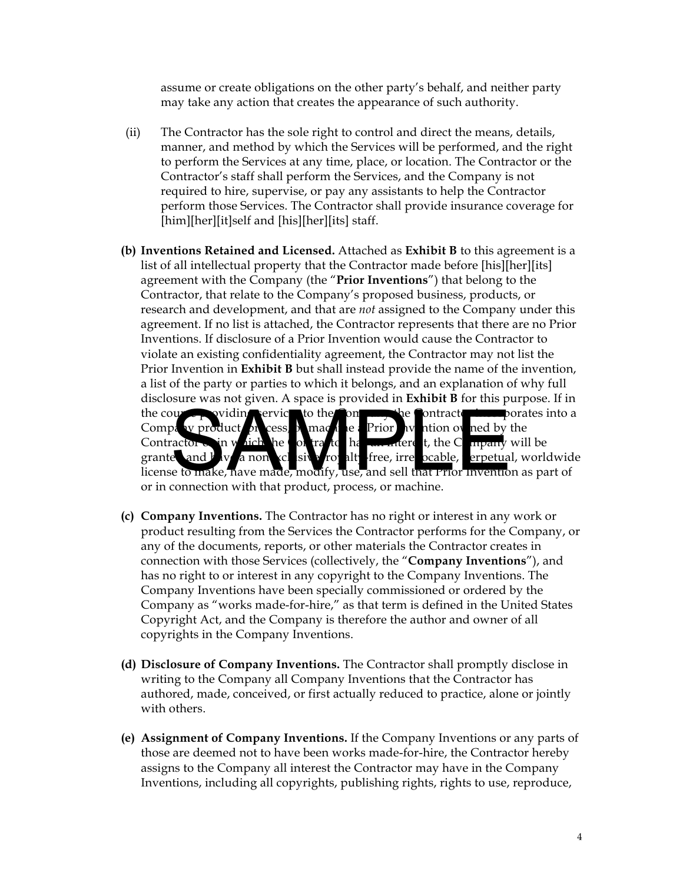assume or create obligations on the other party's behalf, and neither party may take any action that creates the appearance of such authority.

(ii) The Contractor has the sole right to control and direct the means, details, manner, and method by which the Services will be performed, and the right to perform the Services at any time, place, or location. The Contractor or the Contractor's staff shall perform the Services, and the Company is not required to hire, supervise, or pay any assistants to help the Contractor perform those Services. The Contractor shall provide insurance coverage for [him][her][it]self and [his][her][its] staff.

**(b) Inventions Retained and Licensed.** Attached as **Exhibit B** to this agreement is a list of all intellectual property that the Contractor made before [his][her][its] agreement with the Company (the "**Prior Inventions**") that belong to the Contractor, that relate to the Company's proposed business, products, or research and development, and that are *not* assigned to the Company under this agreement. If no list is attached, the Contractor represents that there are no Prior Inventions. If disclosure of a Prior Invention would cause the Contractor to violate an existing confidentiality agreement, the Contractor may not list the Prior Invention in **Exhibit B** but shall instead provide the name of the invention, a list of the party or parties to which it belongs, and an explanation of why full disclosure was not given. A space is provided in **Exhibit B** for this purpose. If in the course of providing services to the Company, the Contractor incorporates into a Company product, process, or machine a Prior Invention owned by the Contractor or in which the Contractor has an interest, the Company will be granted and have a nonexclusive, royalty-free, irrevocable, perpetual, worldwide license to make, have made, modify, use, and sell that Prior Invention as part of or in connection with that product, process, or machine.

**(c) Company Inventions.** The Contractor has no right or interest in any work or product resulting from the Services the Contractor performs for the Company, or any of the documents, reports, or other materials the Contractor creates in connection with those Services (collectively, the "**Company Inventions**"), and has no right to or interest in any copyright to the Company Inventions. The Company Inventions have been specially commissioned or ordered by the Company as "works made-for-hire," as that term is defined in the United States Copyright Act, and the Company is therefore the author and owner of all copyrights in the Company Inventions.

**(d) Disclosure of Company Inventions.** The Contractor shall promptly disclose in writing to the Company all Company Inventions that the Contractor has authored, made, conceived, or first actually reduced to practice, alone or jointly with others.

**(e) Assignment of Company Inventions.** If the Company Inventions or any parts of those are deemed not to have been works made-for-hire, the Contractor hereby assigns to the Company all interest the Contractor may have in the Company Inventions, including all copyrights, publishing rights, rights to use, reproduce,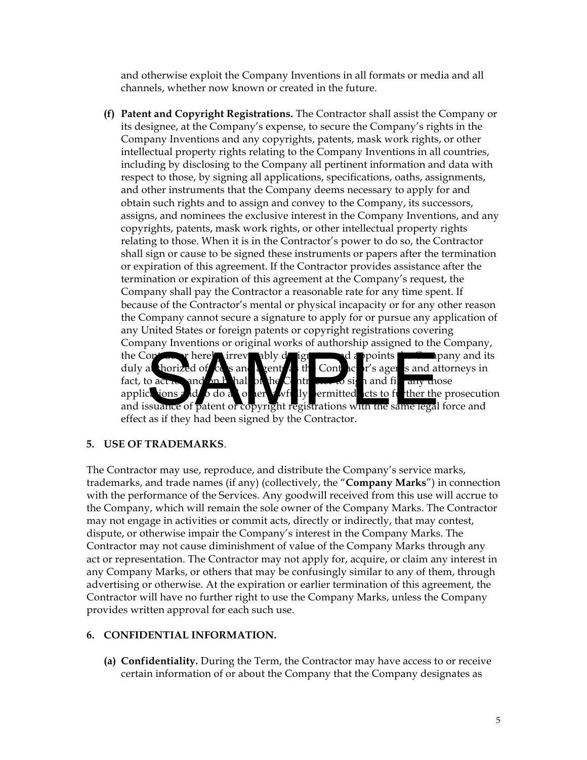and otherwise exploit the Company Inventions in all formats or media and all channels, whether now known or created in the future.

**(f) Patent and Copyright Registrations.** The Contractor shall assist the Company or its designee, at the Company's expense, to secure the Company's rights in the Company Inventions and any copyrights, patents, mask work rights, or other intellectual property rights relating to the Company Inventions in all countries, including by disclosing to the Company all pertinent information and data with respect to those, by signing all applications, specifications, oaths, assignments, and other instruments that the Company deems necessary to apply for and obtain such rights and to assign and convey to the Company, its successors, assigns, and nominees the exclusive interest in the Company Inventions, and any copyrights, patents, mask work rights, or other intellectual property rights relating to those. When it is in the Contractor's power to do so, the Contractor shall sign or cause to be signed these instruments or papers after the termination or expiration of this agreement. If the Contractor provides assistance after the termination or expiration of this agreement at the Company's request, the Company shall pay the Contractor a reasonable rate for any time spent. If because of the Contractor's mental or physical incapacity or for any other reason the Company cannot secure a signature to apply for or pursue any application of any United States or foreign patents or copyright registrations covering Company Inventions or original works of authorship assigned to the Company, the Contractor hereby irrevocably designates and appoints the Company and its duly authorized officers and agents as the Contractor's agents and attorneys in fact, to act for and on behalf of the Contractor to sign and file any those applications and to do all other lawfully permitted acts to further the prosecution and issuance of patent or copyright registrations with the same legal force and effect as if they had been signed by the Contractor.

## 5. USE OF TRADEMARKS.

The Contractor may use, reproduce, and distribute the Company's service marks, trademarks, and trade names (if any) (collectively, the "**Company Marks**") in connection with the performance of the Services. Any goodwill received from this use will accrue to the Company, which will remain the sole owner of the Company Marks. The Contractor may not engage in activities or commit acts, directly or indirectly, that may contest, dispute, or otherwise impair the Company's interest in the Company Marks. The Contractor may not cause diminishment of value of the Company Marks through any act or representation. The Contractor may not apply for, acquire, or claim any interest in any Company Marks, or others that may be confusingly similar to any of them, through advertising or otherwise. At the expiration or earlier termination of this agreement, the Contractor will have no further right to use the Company Marks, unless the Company provides written approval for each such use.

## 6. CONFIDENTIAL INFORMATION.

**(a) Confidentiality.** During the Term, the Contractor may have access to or receive certain information of or about the Company that the Company designates as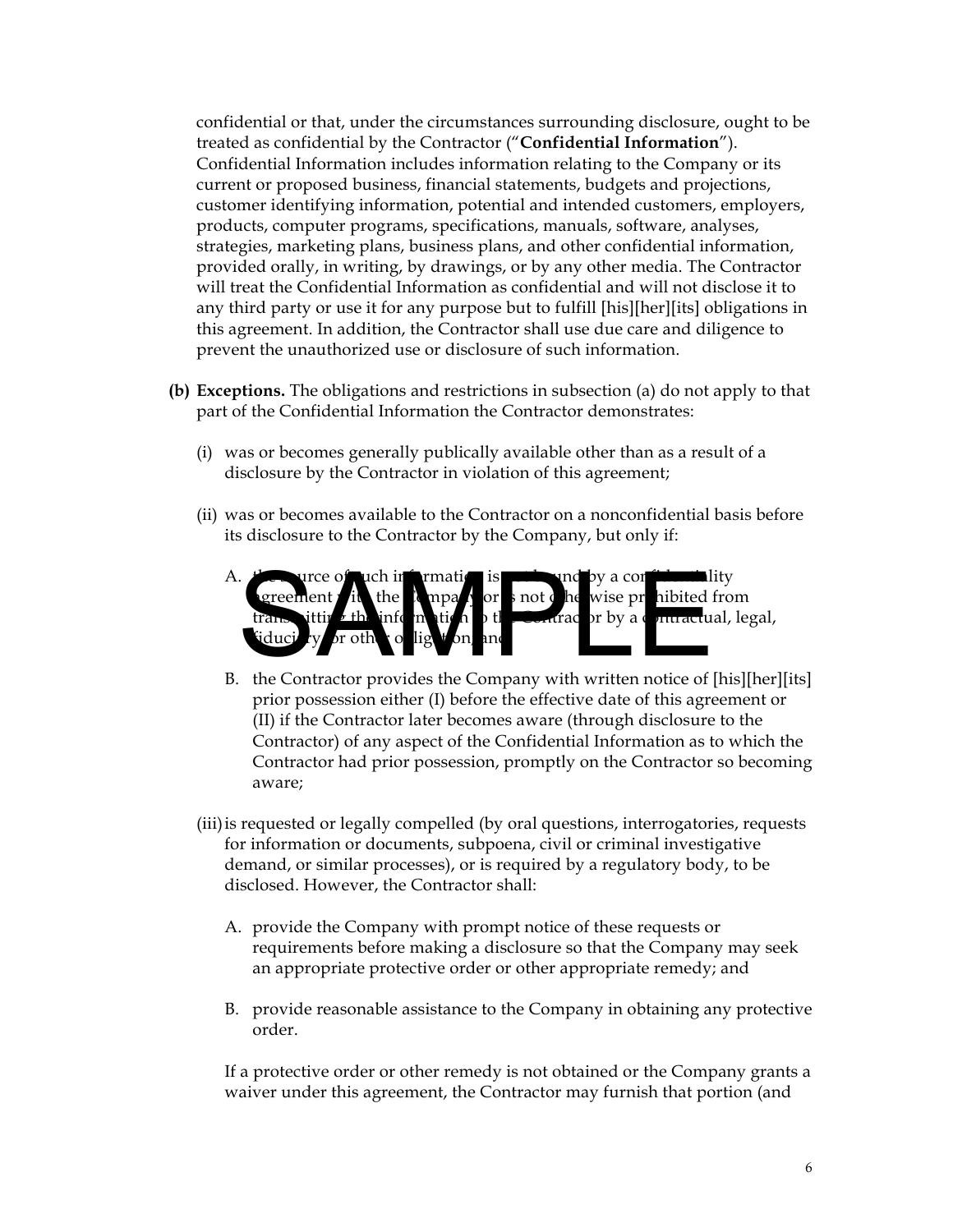confidential or that, under the circumstances surrounding disclosure, ought to be treated as confidential by the Contractor ("**Confidential Information**"). Confidential Information includes information relating to the Company or its current or proposed business, financial statements, budgets and projections, customer identifying information, potential and intended customers, employers, products, computer programs, specifications, manuals, software, analyses, strategies, marketing plans, business plans, and other confidential information, provided orally, in writing, by drawings, or by any other media. The Contractor will treat the Confidential Information as confidential and will not disclose it to any third party or use it for any purpose but to fulfill [his][her][its] obligations in this agreement. In addition, the Contractor shall use due care and diligence to prevent the unauthorized use or disclosure of such information.

**(b) Exceptions.** The obligations and restrictions in subsection (a) do not apply to that part of the Confidential Information the Contractor demonstrates:

(i) was or becomes generally publically available other than as a result of a disclosure by the Contractor in violation of this agreement;

(ii) was or becomes available to the Contractor on a nonconfidential basis before its disclosure to the Contractor by the Company, but only if:

A. the source of such information is not bound by a confidentiality agreement with the Company or is not otherwise prohibited from transmitting the information to the Contractor by a contractual, legal, fiduciary, or other obligation; and

B. the Contractor provides the Company with written notice of [his][her][its] prior possession either (I) before the effective date of this agreement or (II) if the Contractor later becomes aware (through disclosure to the Contractor) of any aspect of the Confidential Information as to which the Contractor had prior possession, promptly on the Contractor so becoming aware;

(iii) is requested or legally compelled (by oral questions, interrogatories, requests for information or documents, subpoena, civil or criminal investigative demand, or similar processes), or is required by a regulatory body, to be disclosed. However, the Contractor shall:

A. provide the Company with prompt notice of these requests or requirements before making a disclosure so that the Company may seek an appropriate protective order or other appropriate remedy; and

B. provide reasonable assistance to the Company in obtaining any protective order.

If a protective order or other remedy is not obtained or the Company grants a waiver under this agreement, the Contractor may furnish that portion (and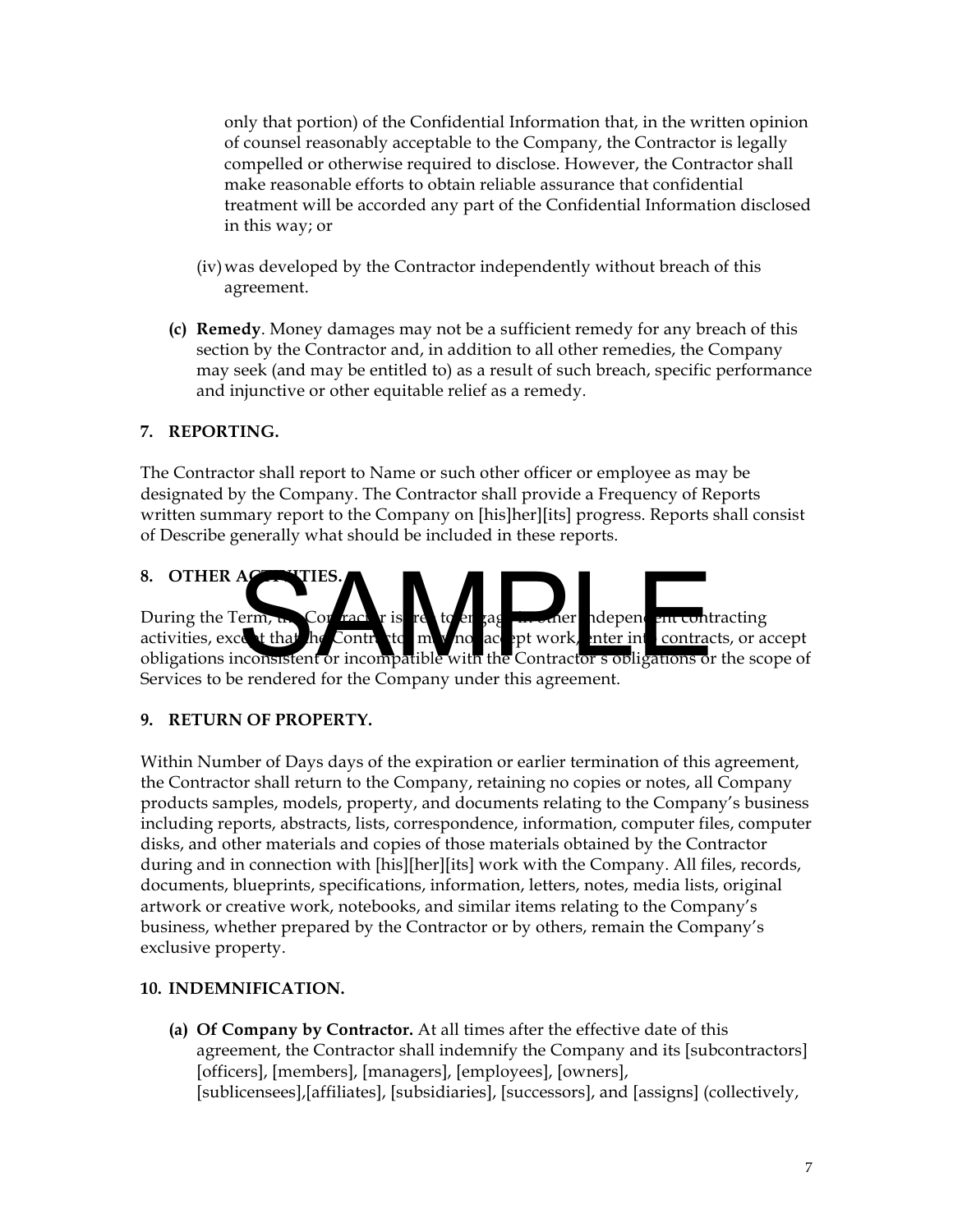only that portion) of the Confidential Information that, in the written opinion of counsel reasonably acceptable to the Company, the Contractor is legally compelled or otherwise required to disclose. However, the Contractor shall make reasonable efforts to obtain reliable assurance that confidential treatment will be accorded any part of the Confidential Information disclosed in this way; or

(iv) was developed by the Contractor independently without breach of this agreement.

**(c) Remedy**. Money damages may not be a sufficient remedy for any breach of this section by the Contractor and, in addition to all other remedies, the Company may seek (and may be entitled to) as a result of such breach, specific performance and injunctive or other equitable relief as a remedy.

### 7. REPORTING.

The Contractor shall report to Name or such other officer or employee as may be designated by the Company. The Contractor shall provide a Frequency of Reports written summary report to the Company on [his]her][its] progress. Reports shall consist of Describe generally what should be included in these reports.

### 8. OTHER ACTIVITIES.

During the Term, the Contractor is free to engage in other independent contracting activities, except that the Contractor may not accept work, enter into contracts, or accept obligations inconsistent or incompatible with the Contractor's obligations or the scope of Services to be rendered for the Company under this agreement.

### 9. RETURN OF PROPERTY.

Within Number of Days days of the expiration or earlier termination of this agreement, the Contractor shall return to the Company, retaining no copies or notes, all Company products samples, models, property, and documents relating to the Company's business including reports, abstracts, lists, correspondence, information, computer files, computer disks, and other materials and copies of those materials obtained by the Contractor during and in connection with [his][her][its] work with the Company. All files, records, documents, blueprints, specifications, information, letters, notes, media lists, original artwork or creative work, notebooks, and similar items relating to the Company's business, whether prepared by the Contractor or by others, remain the Company's exclusive property.

### 10. INDEMNIFICATION.

**(a) Of Company by Contractor.** At all times after the effective date of this agreement, the Contractor shall indemnify the Company and its [subcontractors] [officers], [members], [managers], [employees], [owners], [sublicensees],[affiliates], [subsidiaries], [successors], and [assigns] (collectively,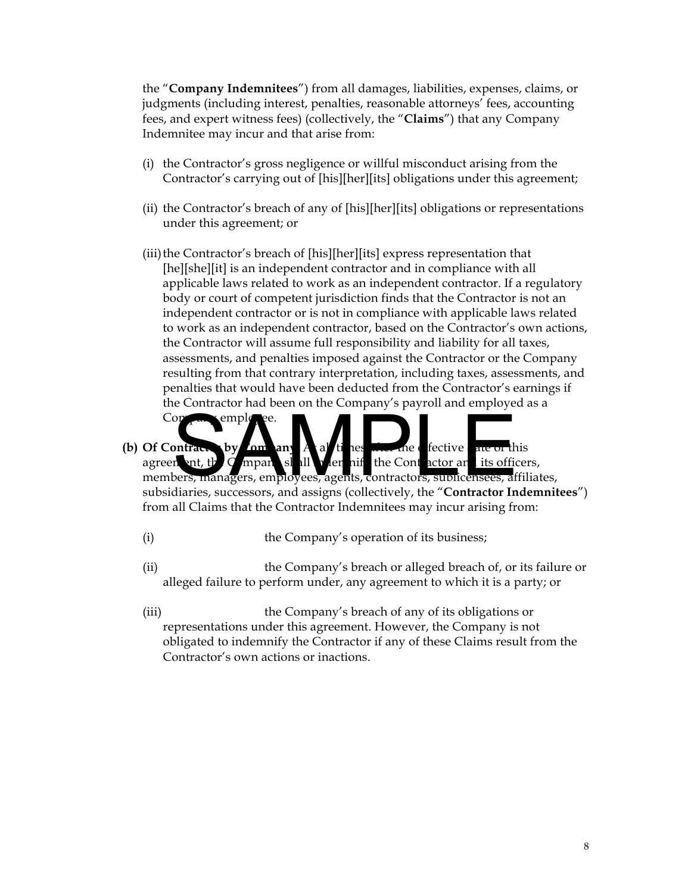the "**Company Indemnitees**") from all damages, liabilities, expenses, claims, or judgments (including interest, penalties, reasonable attorneys' fees, accounting fees, and expert witness fees) (collectively, the "**Claims**") that any Company Indemnitee may incur and that arise from:

(i) the Contractor's gross negligence or willful misconduct arising from the Contractor's carrying out of [his][her][its] obligations under this agreement;

(ii) the Contractor's breach of any of [his][her][its] obligations or representations under this agreement; or

(iii) the Contractor's breach of [his][her][its] express representation that [he][she][it] is an independent contractor and in compliance with all applicable laws related to work as an independent contractor. If a regulatory body or court of competent jurisdiction finds that the Contractor is not an independent contractor or is not in compliance with applicable laws related to work as an independent contractor, based on the Contractor's own actions, the Contractor will assume full responsibility and liability for all taxes, assessments, and penalties imposed against the Contractor or the Company resulting from that contrary interpretation, including taxes, assessments, and penalties that would have been deducted from the Contractor's earnings if the Contractor had been on the Company's payroll and employed as a Company employee.

**(b) Of Contractor by Company.** At all times after the effective date of this agreement, the Company shall indemnify the Contractor and its officers, members, managers, employees, agents, contractors, sublicensees, affiliates, subsidiaries, successors, and assigns (collectively, the "**Contractor Indemnitees**") from all Claims that the Contractor Indemnitees may incur arising from:

(i) the Company's operation of its business;

(ii) the Company's breach or alleged breach of, or its failure or alleged failure to perform under, any agreement to which it is a party; or

(iii) the Company's breach of any of its obligations or representations under this agreement. However, the Company is not obligated to indemnify the Contractor if any of these Claims result from the Contractor's own actions or inactions.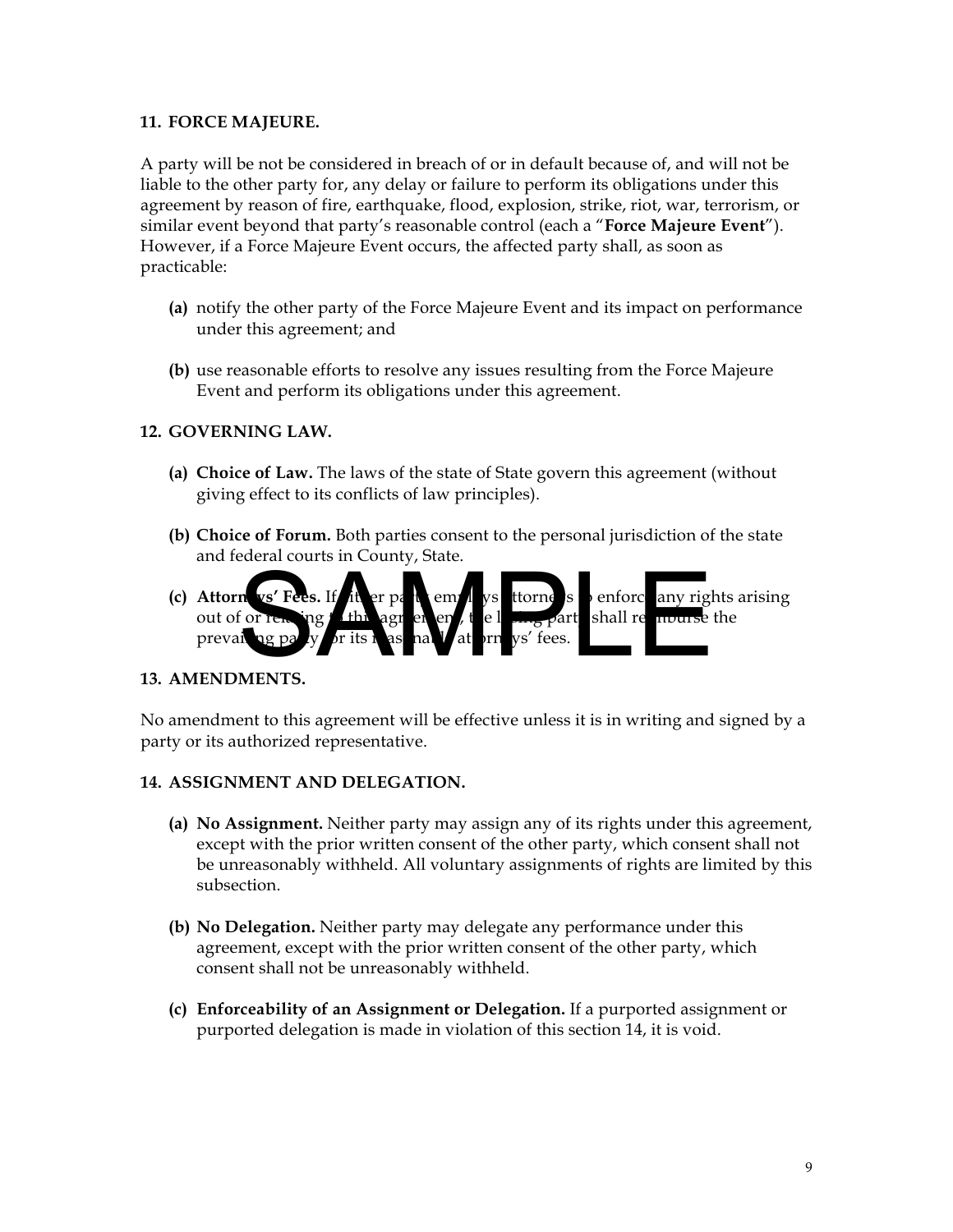## 11. FORCE MAJEURE.

A party will be not be considered in breach of or in default because of, and will not be liable to the other party for, any delay or failure to perform its obligations under this agreement by reason of fire, earthquake, flood, explosion, strike, riot, war, terrorism, or similar event beyond that party's reasonable control (each a "**Force Majeure Event**"). However, if a Force Majeure Event occurs, the affected party shall, as soon as practicable:

**(a)** notify the other party of the Force Majeure Event and its impact on performance under this agreement; and

**(b)** use reasonable efforts to resolve any issues resulting from the Force Majeure Event and perform its obligations under this agreement.

## 12. GOVERNING LAW.

**(a) Choice of Law.** The laws of the state of State govern this agreement (without giving effect to its conflicts of law principles).

**(b) Choice of Forum.** Both parties consent to the personal jurisdiction of the state and federal courts in County, State.

**(c) Attorneys' Fees.** If either party employs attorneys to enforce any rights arising out of or relating to this agreement, the losing party shall reimburse the prevailing party for its reasonable attorneys' fees.

## 13. AMENDMENTS.

No amendment to this agreement will be effective unless it is in writing and signed by a party or its authorized representative.

## 14. ASSIGNMENT AND DELEGATION.

**(a) No Assignment.** Neither party may assign any of its rights under this agreement, except with the prior written consent of the other party, which consent shall not be unreasonably withheld. All voluntary assignments of rights are limited by this subsection.

**(b) No Delegation.** Neither party may delegate any performance under this agreement, except with the prior written consent of the other party, which consent shall not be unreasonably withheld.

**(c) Enforceability of an Assignment or Delegation.** If a purported assignment or purported delegation is made in violation of this section 14, it is void.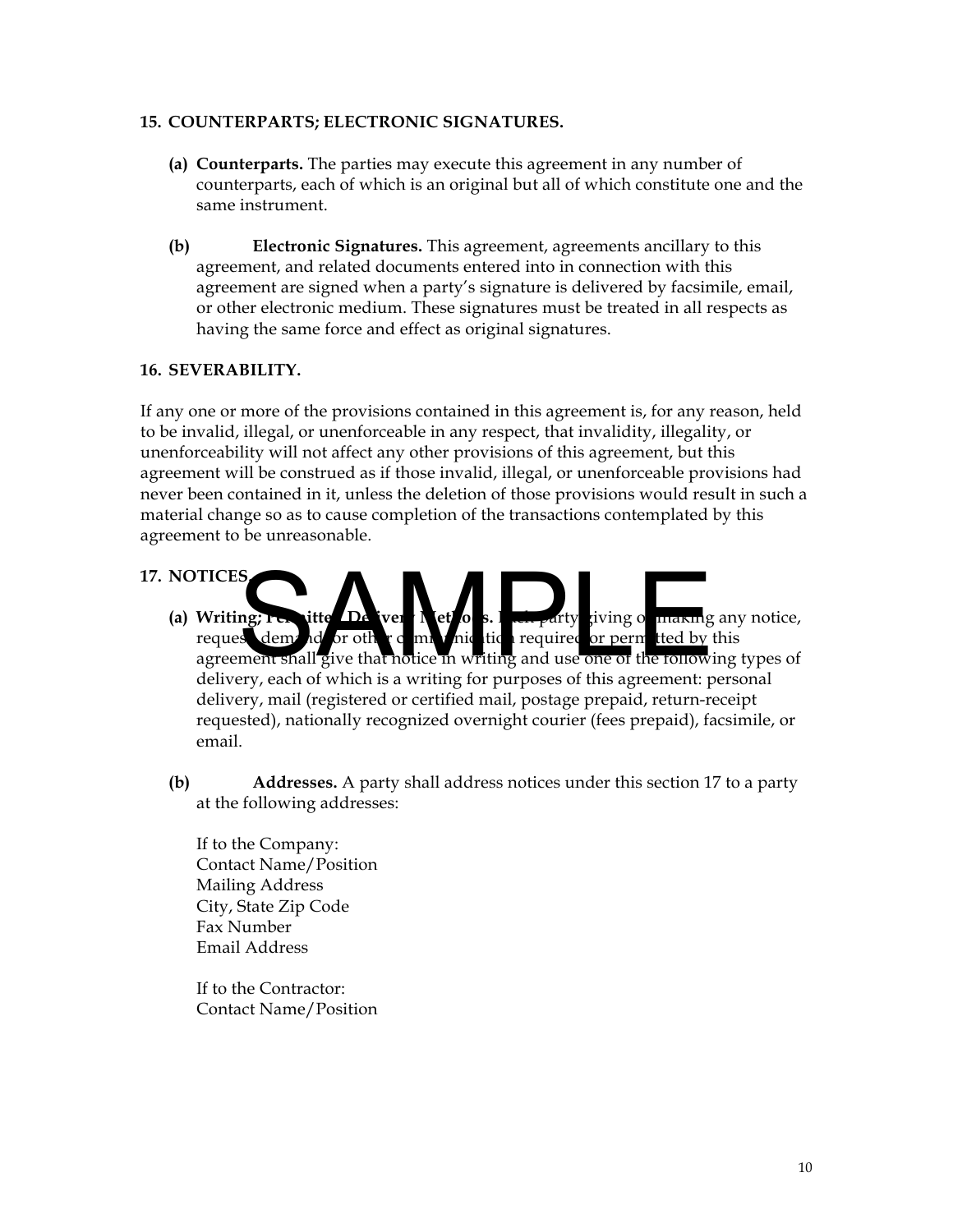## 15. COUNTERPARTS; ELECTRONIC SIGNATURES.

**(a) Counterparts.** The parties may execute this agreement in any number of counterparts, each of which is an original but all of which constitute one and the same instrument.

**(b) Electronic Signatures.** This agreement, agreements ancillary to this agreement, and related documents entered into in connection with this agreement are signed when a party's signature is delivered by facsimile, email, or other electronic medium. These signatures must be treated in all respects as having the same force and effect as original signatures.

## 16. SEVERABILITY.

If any one or more of the provisions contained in this agreement is, for any reason, held to be invalid, illegal, or unenforceable in any respect, that invalidity, illegality, or unenforceability will not affect any other provisions of this agreement, but this agreement will be construed as if those invalid, illegal, or unenforceable provisions had never been contained in it, unless the deletion of those provisions would result in such a material change so as to cause completion of the transactions contemplated by this agreement to be unreasonable.

## 17. NOTICES.

**(a) Writing; Permitted Delivery Methods.** Each party giving or making any notice, request, demand, or other communication required or permitted by this agreement shall give that notice in writing and use one of the following types of delivery, each of which is a writing for purposes of this agreement: personal delivery, mail (registered or certified mail, postage prepaid, return-receipt requested), nationally recognized overnight courier (fees prepaid), facsimile, or email.

**(b) Addresses.** A party shall address notices under this section 17 to a party at the following addresses:

If to the Company:
Contact Name/Position
Mailing Address
City, State Zip Code
Fax Number
Email Address

If to the Contractor:
Contact Name/Position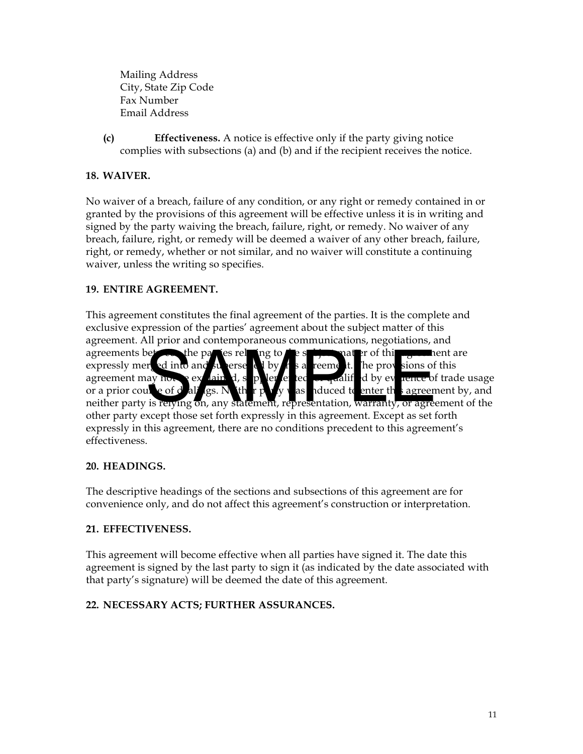Mailing Address
City, State Zip Code
Fax Number
Email Address

**(c)** **Effectiveness.** A notice is effective only if the party giving notice complies with subsections (a) and (b) and if the recipient receives the notice.

## 18. WAIVER.

No waiver of a breach, failure of any condition, or any right or remedy contained in or granted by the provisions of this agreement will be effective unless it is in writing and signed by the party waiving the breach, failure, right, or remedy. No waiver of any breach, failure, right, or remedy will be deemed a waiver of any other breach, failure, right, or remedy, whether or not similar, and no waiver will constitute a continuing waiver, unless the writing so specifies.

## 19. ENTIRE AGREEMENT.

This agreement constitutes the final agreement of the parties. It is the complete and exclusive expression of the parties' agreement about the subject matter of this agreement. All prior and contemporaneous communications, negotiations, and agreements between the parties relating to the subject matter of this agreement are expressly merged into and superseded by this agreement. The provisions of this agreement may not be explained, supplemented, or qualified by evidence of trade usage or a prior course of dealings. Neither party was induced to enter this agreement by, and neither party is relying on, any statement, representation, warranty, or agreement of the other party except those set forth expressly in this agreement. Except as set forth expressly in this agreement, there are no conditions precedent to this agreement's effectiveness.

## 20. HEADINGS.

The descriptive headings of the sections and subsections of this agreement are for convenience only, and do not affect this agreement's construction or interpretation.

## 21. EFFECTIVENESS.

This agreement will become effective when all parties have signed it. The date this agreement is signed by the last party to sign it (as indicated by the date associated with that party's signature) will be deemed the date of this agreement.

## 22. NECESSARY ACTS; FURTHER ASSURANCES.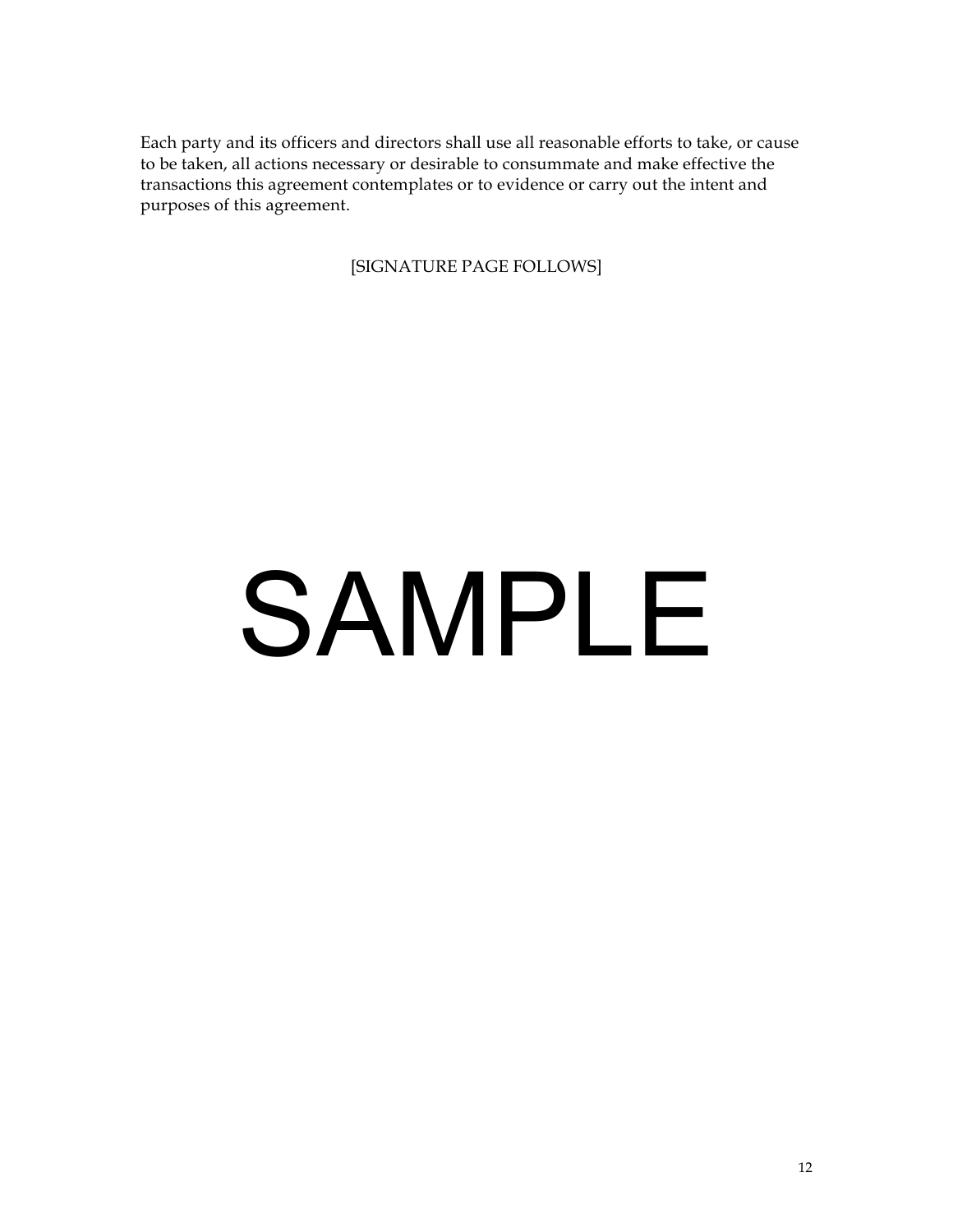Each party and its officers and directors shall use all reasonable efforts to take, or cause to be taken, all actions necessary or desirable to consummate and make effective the transactions this agreement contemplates or to evidence or carry out the intent and purposes of this agreement.

[SIGNATURE PAGE FOLLOWS]

SAMPLE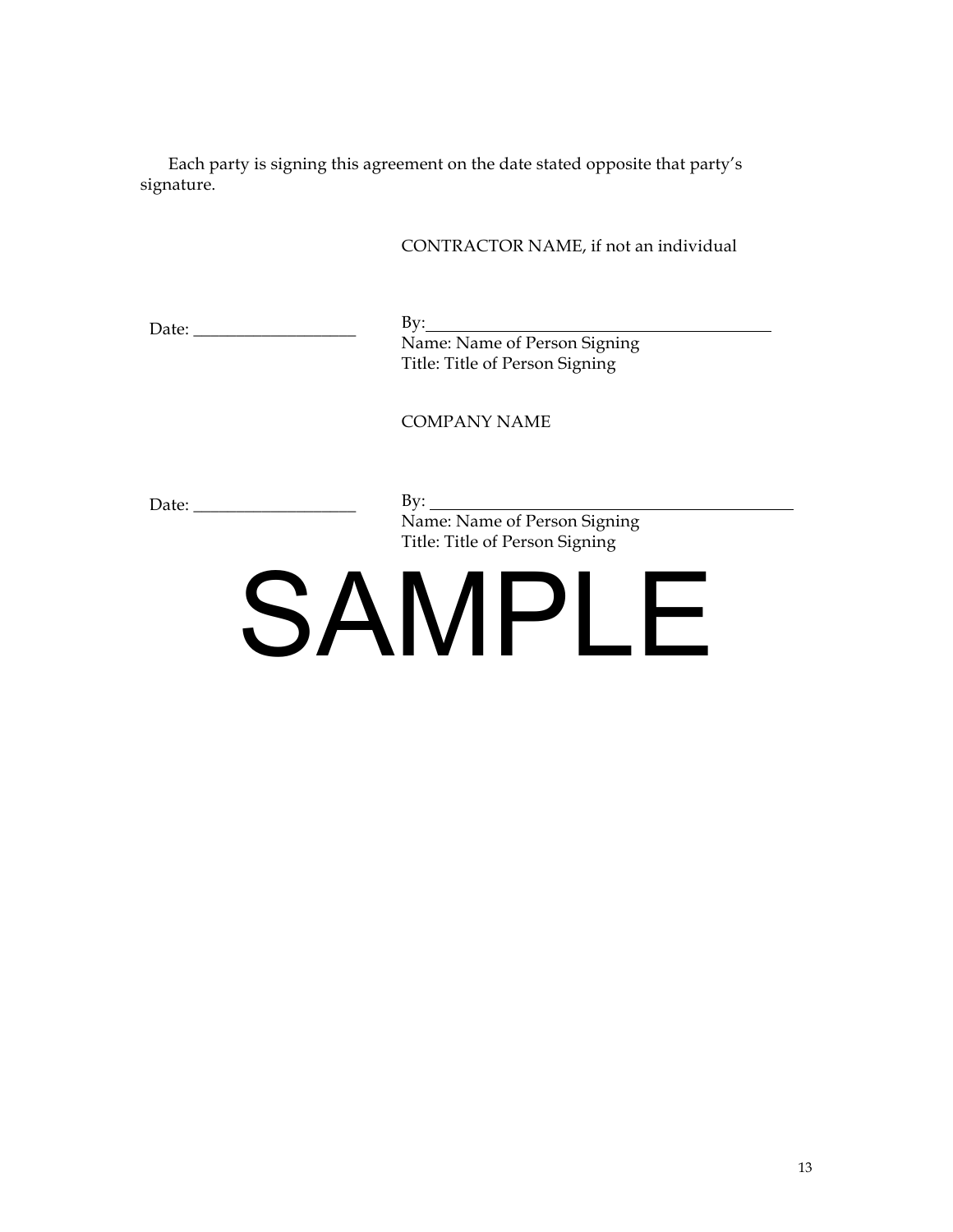Each party is signing this agreement on the date stated opposite that party's signature.

CONTRACTOR NAME, if not an individual

Date: ____________________

By:____________________________________________
Name: Name of Person Signing
Title: Title of Person Signing

COMPANY NAME

Date: ____________________

By: ____________________________________________
Name: Name of Person Signing
Title: Title of Person Signing

SAMPLE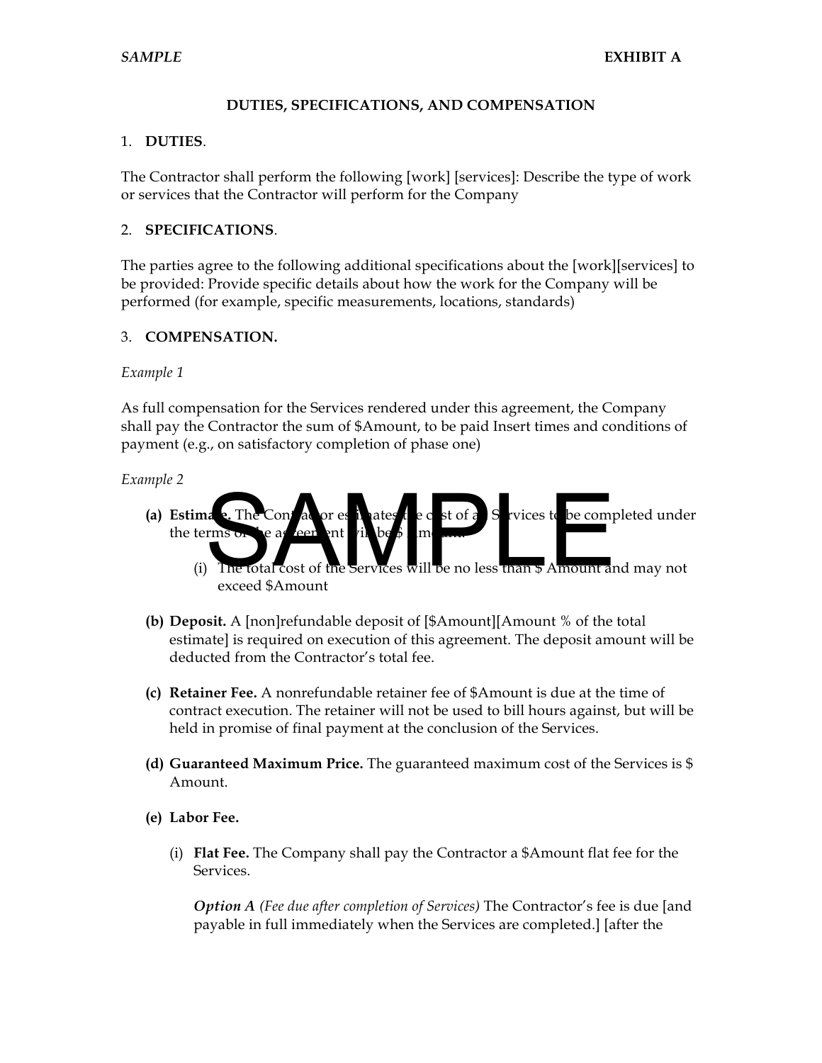*SAMPLE* **EXHIBIT A**

**DUTIES, SPECIFICATIONS, AND COMPENSATION**

1. **DUTIES**.

The Contractor shall perform the following [work] [services]: Describe the type of work or services that the Contractor will perform for the Company

2. **SPECIFICATIONS**.

The parties agree to the following additional specifications about the [work][services] to be provided: Provide specific details about how the work for the Company will be performed (for example, specific measurements, locations, standards)

3. **COMPENSATION.**

*Example 1*

As full compensation for the Services rendered under this agreement, the Company shall pay the Contractor the sum of $Amount, to be paid Insert times and conditions of payment (e.g., on satisfactory completion of phase one)

*Example 2*

**(a) Estimate.** The Contractor estimates the cost of all Services to be completed under the terms of the agreement will be $Amount.

(i) The total cost of the Services will be no less than $ Amount and may not exceed $Amount

**(b) Deposit.** A [non]refundable deposit of [$Amount][Amount % of the total estimate] is required on execution of this agreement. The deposit amount will be deducted from the Contractor's total fee.

**(c) Retainer Fee.** A nonrefundable retainer fee of $Amount is due at the time of contract execution. The retainer will not be used to bill hours against, but will be held in promise of final payment at the conclusion of the Services.

**(d) Guaranteed Maximum Price.** The guaranteed maximum cost of the Services is $ Amount.

**(e) Labor Fee.**

(i) **Flat Fee.** The Company shall pay the Contractor a $Amount flat fee for the Services.

***Option A*** *(Fee due after completion of Services)* The Contractor's fee is due [and payable in full immediately when the Services are completed.] [after the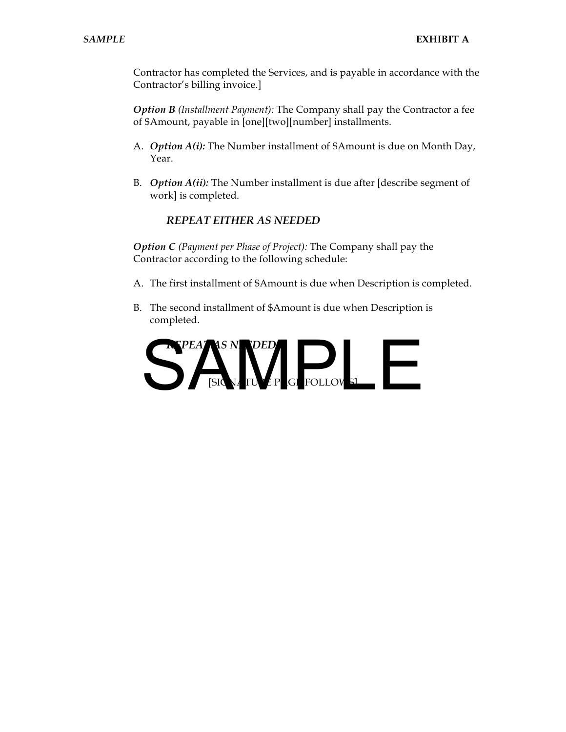Contractor has completed the Services, and is payable in accordance with the Contractor's billing invoice.]

***Option B*** *(Installment Payment):* The Company shall pay the Contractor a fee of $Amount, payable in [one][two][number] installments.

A. ***Option A(i):*** The Number installment of $Amount is due on Month Day, Year.

B. ***Option A(ii):*** The Number installment is due after [describe segment of work] is completed.

***REPEAT EITHER AS NEEDED***

***Option C*** *(Payment per Phase of Project):* The Company shall pay the Contractor according to the following schedule:

A. The first installment of $Amount is due when Description is completed.

B. The second installment of $Amount is due when Description is completed.

***REPEAT AS NEEDED***

[SIGNATURE PAGE FOLLOWS]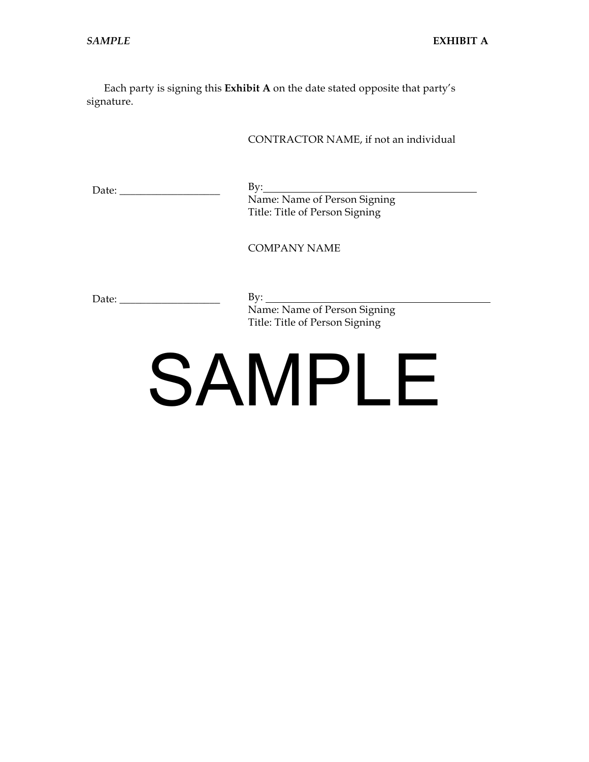Each party is signing this **Exhibit A** on the date stated opposite that party's signature.

CONTRACTOR NAME, if not an individual

Date: ____________________

By:___________________________________________
Name: Name of Person Signing
Title: Title of Person Signing

COMPANY NAME

Date: ____________________

By: ___________________________________________
Name: Name of Person Signing
Title: Title of Person Signing

SAMPLE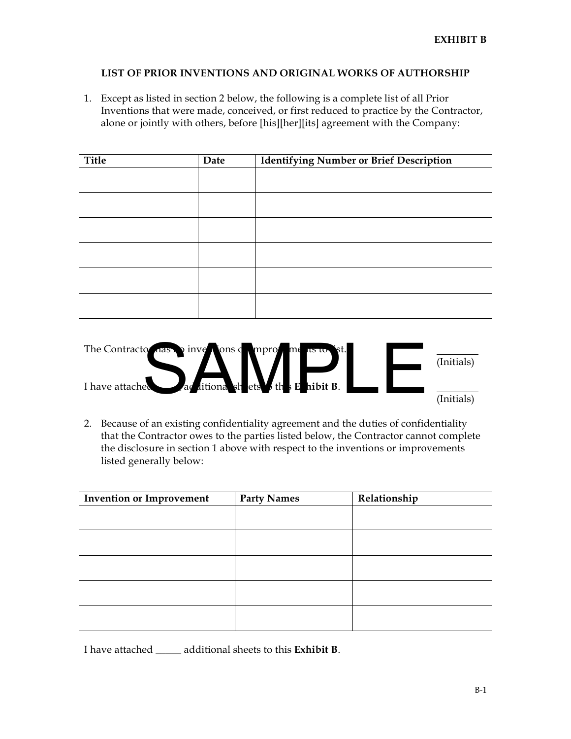**EXHIBIT B**

**LIST OF PRIOR INVENTIONS AND ORIGINAL WORKS OF AUTHORSHIP**

1. Except as listed in section 2 below, the following is a complete list of all Prior Inventions that were made, conceived, or first reduced to practice by the Contractor, alone or jointly with others, before [his][her][its] agreement with the Company:

| Title | Date | Identifying Number or Brief Description |
|---|---|---|
| | | |
| | | |
| | | |
| | | |
| | | |
| | | |

The Contractor has no inventions or improvements to list. ________ (Initials)

I have attached _____ additional sheets to this **Exhibit B**. ________ (Initials)

SAMPLE

2. Because of an existing confidentiality agreement and the duties of confidentiality that the Contractor owes to the parties listed below, the Contractor cannot complete the disclosure in section 1 above with respect to the inventions or improvements listed generally below:

| Invention or Improvement | Party Names | Relationship |
|---|---|---|
| | | |
| | | |
| | | |
| | | |
| | | |

I have attached _____ additional sheets to this **Exhibit B**. ________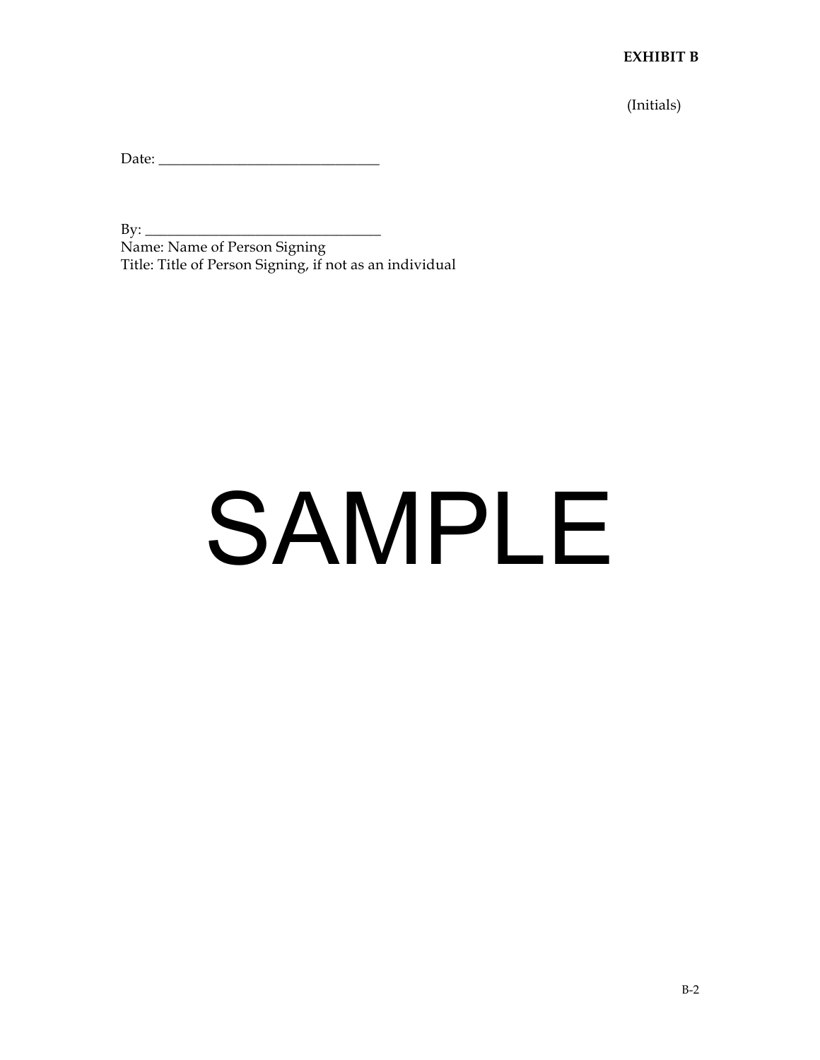**EXHIBIT B**

(Initials)

Date: ______________________________

By: ________________________________
Name: Name of Person Signing
Title: Title of Person Signing, if not as an individual

SAMPLE